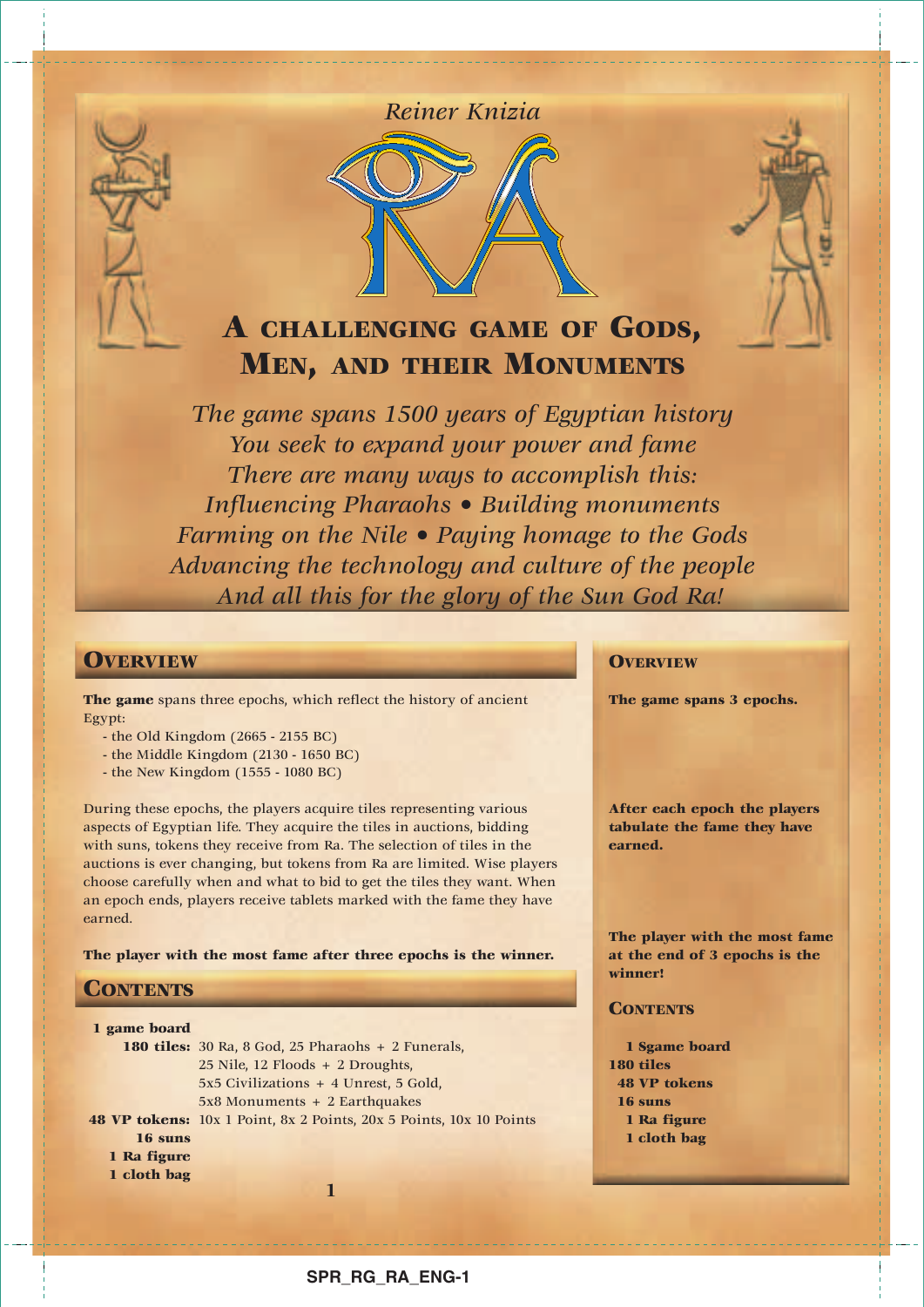*Reiner Knizia*

# RA

## A challenging game of Gods, Men, and their Monuments

*The game spans 1500 years of Egyptian history*
*You seek to expand your power and fame*
*There are many ways to accomplish this:*
*Influencing Pharaohs • Building monuments*
*Farming on the Nile • Paying homage to the Gods*
*Advancing the technology and culture of the people*
*And all this for the glory of the Sun God Ra!*

## Overview

**The game** spans three epochs, which reflect the history of ancient Egypt:

- the Old Kingdom (2665 - 2155 BC)
- the Middle Kingdom (2130 - 1650 BC)
- the New Kingdom (1555 - 1080 BC)

During these epochs, the players acquire tiles representing various aspects of Egyptian life. They acquire the tiles in auctions, bidding with suns, tokens they receive from Ra. The selection of tiles in the auctions is ever changing, but tokens from Ra are limited. Wise players choose carefully when and what to bid to get the tiles they want. When an epoch ends, players receive tablets marked with the fame they have earned.

**The player with the most fame after three epochs is the winner.**

## Contents

**1 game board**
**180 tiles:** 30 Ra, 8 God, 25 Pharaohs + 2 Funerals, 25 Nile, 12 Floods + 2 Droughts, 5x5 Civilizations + 4 Unrest, 5 Gold, 5x8 Monuments + 2 Earthquakes
**48 VP tokens:** 10x 1 Point, 8x 2 Points, 20x 5 Points, 10x 10 Points
**16 suns**
**1 Ra figure**
**1 cloth bag**

### Overview

**The game spans 3 epochs.**

**After each epoch the players tabulate the fame they have earned.**

**The player with the most fame at the end of 3 epochs is the winner!**

### Contents

**1 Sgame board**
**180 tiles**
**48 VP tokens**
**16 suns**
**1 Ra figure**
**1 cloth bag**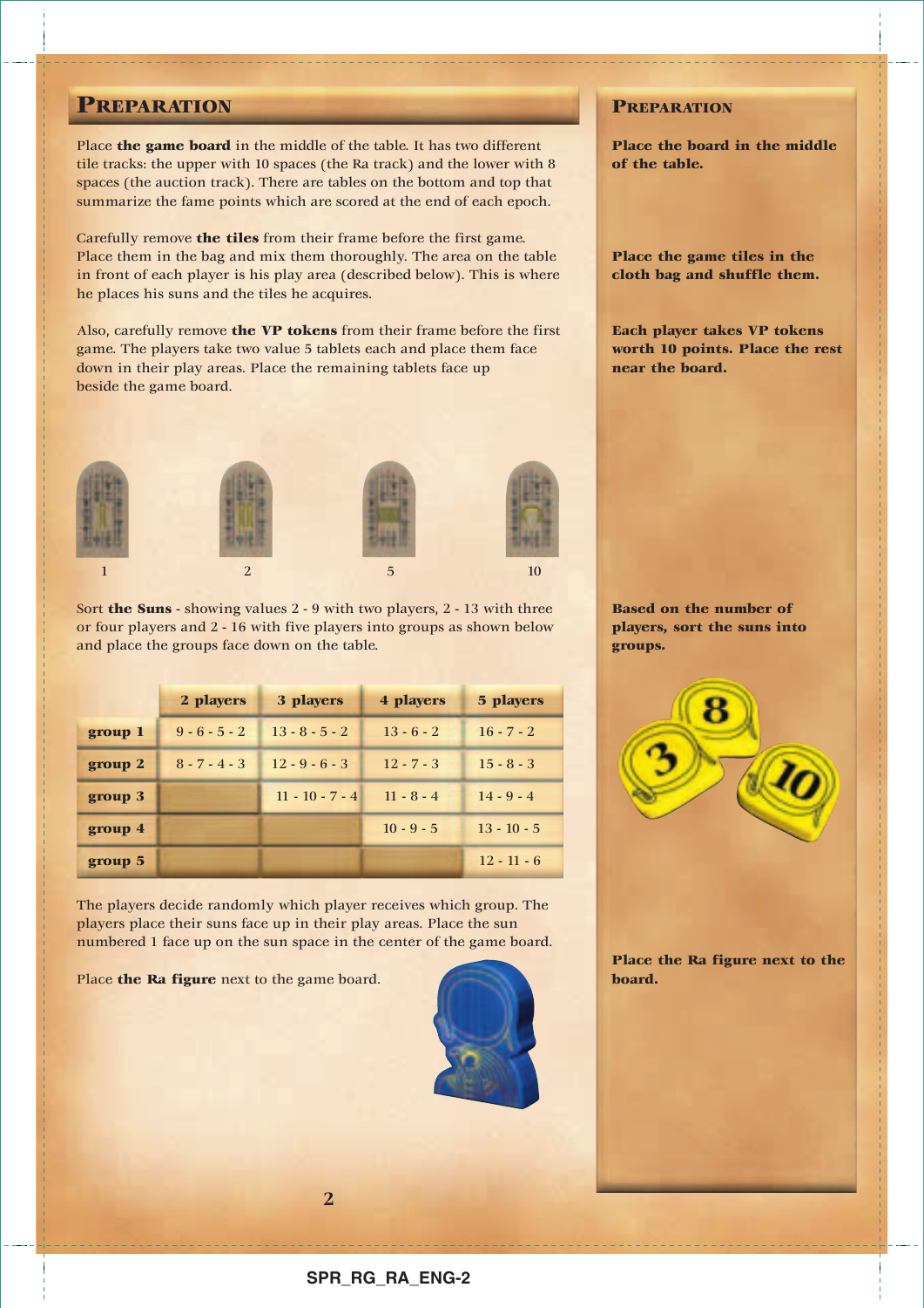## Preparation

Place **the game board** in the middle of the table. It has two different tile tracks: the upper with 10 spaces (the Ra track) and the lower with 8 spaces (the auction track). There are tables on the bottom and top that summarize the fame points which are scored at the end of each epoch.

Carefully remove **the tiles** from their frame before the first game. Place them in the bag and mix them thoroughly. The area on the table in front of each player is his play area (described below). This is where he places his suns and the tiles he acquires.

Also, carefully remove **the VP tokens** from their frame before the first game. The players take two value 5 tablets each and place them face down in their play areas. Place the remaining tablets face up beside the game board.

1 2 5 10

Sort **the Suns** - showing values 2 - 9 with two players, 2 - 13 with three or four players and 2 - 16 with five players into groups as shown below and place the groups face down on the table.

| | 2 players | 3 players | 4 players | 5 players |
|---|---|---|---|---|
| group 1 | 9 - 6 - 5 - 2 | 13 - 8 - 5 - 2 | 13 - 6 - 2 | 16 - 7 - 2 |
| group 2 | 8 - 7 - 4 - 3 | 12 - 9 - 6 - 3 | 12 - 7 - 3 | 15 - 8 - 3 |
| group 3 | | 11 - 10 - 7 - 4 | 11 - 8 - 4 | 14 - 9 - 4 |
| group 4 | | | 10 - 9 - 5 | 13 - 10 - 5 |
| group 5 | | | | 12 - 11 - 6 |

The players decide randomly which player receives which group. The players place their suns face up in their play areas. Place the sun numbered 1 face up on the sun space in the center of the game board.

Place **the Ra figure** next to the game board.

### Preparation

**Place the board in the middle of the table.**

**Place the game tiles in the cloth bag and shuffle them.**

**Each player takes VP tokens worth 10 points. Place the rest near the board.**

**Based on the number of players, sort the suns into groups.**

**Place the Ra figure next to the board.**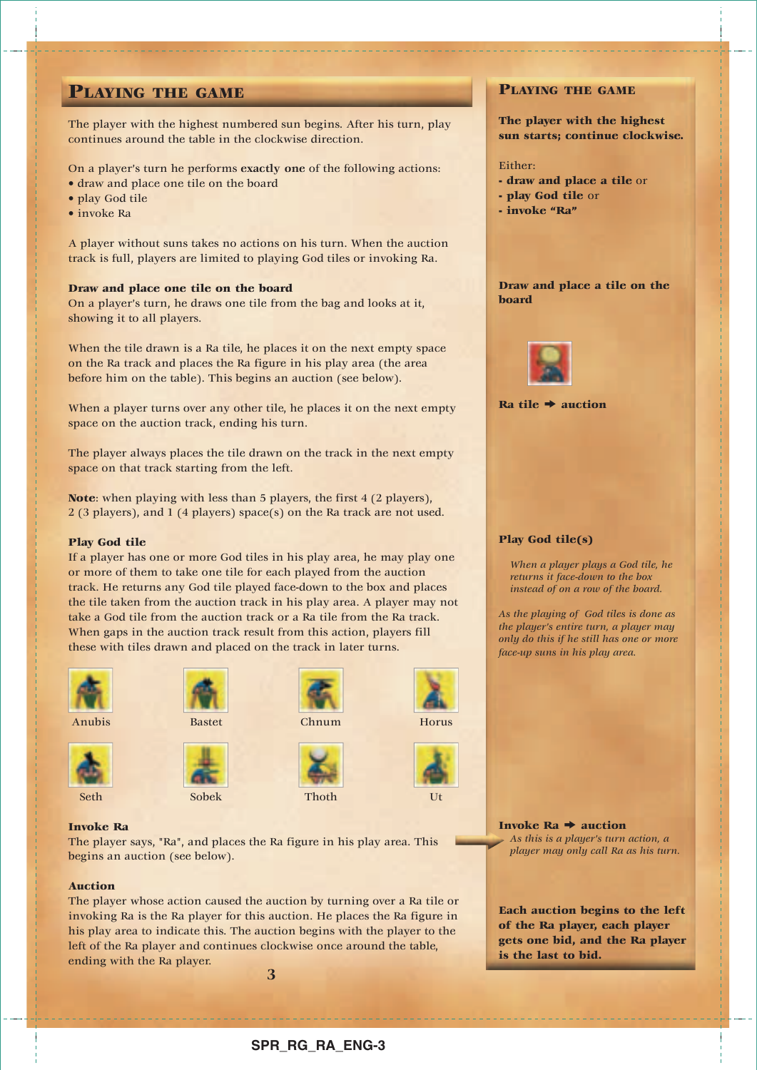## Playing the game

The player with the highest numbered sun begins. After his turn, play continues around the table in the clockwise direction.

On a player's turn he performs **exactly one** of the following actions:

- draw and place one tile on the board
- play God tile
- invoke Ra

A player without suns takes no actions on his turn. When the auction track is full, players are limited to playing God tiles or invoking Ra.

**Draw and place one tile on the board**

On a player's turn, he draws one tile from the bag and looks at it, showing it to all players.

When the tile drawn is a Ra tile, he places it on the next empty space on the Ra track and places the Ra figure in his play area (the area before him on the table). This begins an auction (see below).

When a player turns over any other tile, he places it on the next empty space on the auction track, ending his turn.

The player always places the tile drawn on the track in the next empty space on that track starting from the left.

**Note**: when playing with less than 5 players, the first 4 (2 players), 2 (3 players), and 1 (4 players) space(s) on the Ra track are not used.

**Play God tile**

If a player has one or more God tiles in his play area, he may play one or more of them to take one tile for each played from the auction track. He returns any God tile played face-down to the box and places the tile taken from the auction track in his play area. A player may not take a God tile from the auction track or a Ra tile from the Ra track. When gaps in the auction track result from this action, players fill these with tiles drawn and placed on the track in later turns.

Anubis, Bastet, Chnum, Horus, Seth, Sobek, Thoth, Ut

**Invoke Ra**

The player says, "Ra", and places the Ra figure in his play area. This begins an auction (see below).

**Auction**

The player whose action caused the auction by turning over a Ra tile or invoking Ra is the Ra player for this auction. He places the Ra figure in his play area to indicate this. The auction begins with the player to the left of the Ra player and continues clockwise once around the table, ending with the Ra player.

---

### Playing the game

**The player with the highest sun starts; continue clockwise.**

Either:
- **draw and place a tile** or
- **play God tile** or
- **invoke "Ra"**

**Draw and place a tile on the board**

**Ra tile ➔ auction**

**Play God tile(s)**

*When a player plays a God tile, he returns it face-down to the box instead of on a row of the board.*

*As the playing of God tiles is done as the player's entire turn, a player may only do this if he still has one or more face-up suns in his play area.*

**Invoke Ra ➔ auction**

*As this is a player's turn action, a player may only call Ra as his turn.*

**Each auction begins to the left of the Ra player, each player gets one bid, and the Ra player is the last to bid.**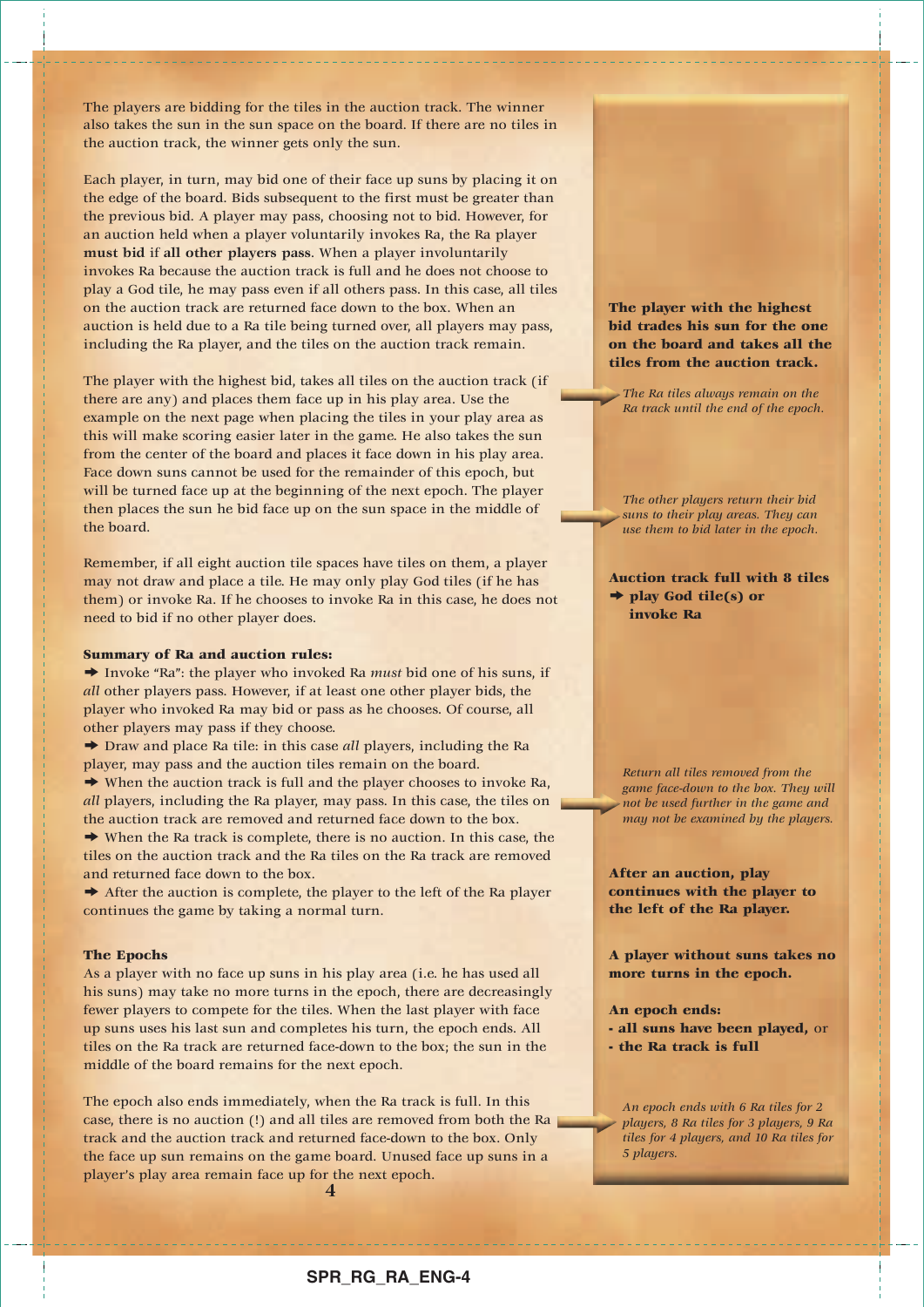The players are bidding for the tiles in the auction track. The winner also takes the sun in the sun space on the board. If there are no tiles in the auction track, the winner gets only the sun.

Each player, in turn, may bid one of their face up suns by placing it on the edge of the board. Bids subsequent to the first must be greater than the previous bid. A player may pass, choosing not to bid. However, for an auction held when a player voluntarily invokes Ra, the Ra player **must bid** if **all other players pass**. When a player involuntarily invokes Ra because the auction track is full and he does not choose to play a God tile, he may pass even if all others pass. In this case, all tiles on the auction track are returned face down to the box. When an auction is held due to a Ra tile being turned over, all players may pass, including the Ra player, and the tiles on the auction track remain.

**The player with the highest bid trades his sun for the one on the board and takes all the tiles from the auction track.**

The player with the highest bid, takes all tiles on the auction track (if there are any) and places them face up in his play area. Use the example on the next page when placing the tiles in your play area as this will make scoring easier later in the game. He also takes the sun from the center of the board and places it face down in his play area. Face down suns cannot be used for the remainder of this epoch, but will be turned face up at the beginning of the next epoch. The player then places the sun he bid face up on the sun space in the middle of the board.

*The Ra tiles always remain on the Ra track until the end of the epoch.*

*The other players return their bid suns to their play areas. They can use them to bid later in the epoch.*

Remember, if all eight auction tile spaces have tiles on them, a player may not draw and place a tile. He may only play God tiles (if he has them) or invoke Ra. If he chooses to invoke Ra in this case, he does not need to bid if no other player does.

**Auction track full with 8 tiles ➔ play God tile(s) or invoke Ra**

**Summary of Ra and auction rules:**

➔ Invoke "Ra": the player who invoked Ra *must* bid one of his suns, if *all* other players pass. However, if at least one other player bids, the player who invoked Ra may bid or pass as he chooses. Of course, all other players may pass if they choose.

➔ Draw and place Ra tile: in this case *all* players, including the Ra player, may pass and the auction tiles remain on the board.

➔ When the auction track is full and the player chooses to invoke Ra, *all* players, including the Ra player, may pass. In this case, the tiles on the auction track are removed and returned face down to the box.

➔ When the Ra track is complete, there is no auction. In this case, the tiles on the auction track and the Ra tiles on the Ra track are removed and returned face down to the box.

➔ After the auction is complete, the player to the left of the Ra player continues the game by taking a normal turn.

*Return all tiles removed from the game face-down to the box. They will not be used further in the game and may not be examined by the players.*

**After an auction, play continues with the player to the left of the Ra player.**

**The Epochs**

As a player with no face up suns in his play area (i.e. he has used all his suns) may take no more turns in the epoch, there are decreasingly fewer players to compete for the tiles. When the last player with face up suns uses his last sun and completes his turn, the epoch ends. All tiles on the Ra track are returned face-down to the box; the sun in the middle of the board remains for the next epoch.

**A player without suns takes no more turns in the epoch.**

**An epoch ends:**
- **all suns have been played,** or
- **the Ra track is full**

The epoch also ends immediately, when the Ra track is full. In this case, there is no auction (!) and all tiles are removed from both the Ra track and the auction track and returned face-down to the box. Only the face up sun remains on the game board. Unused face up suns in a player's play area remain face up for the next epoch.

*An epoch ends with 6 Ra tiles for 2 players, 8 Ra tiles for 3 players, 9 Ra tiles for 4 players, and 10 Ra tiles for 5 players.*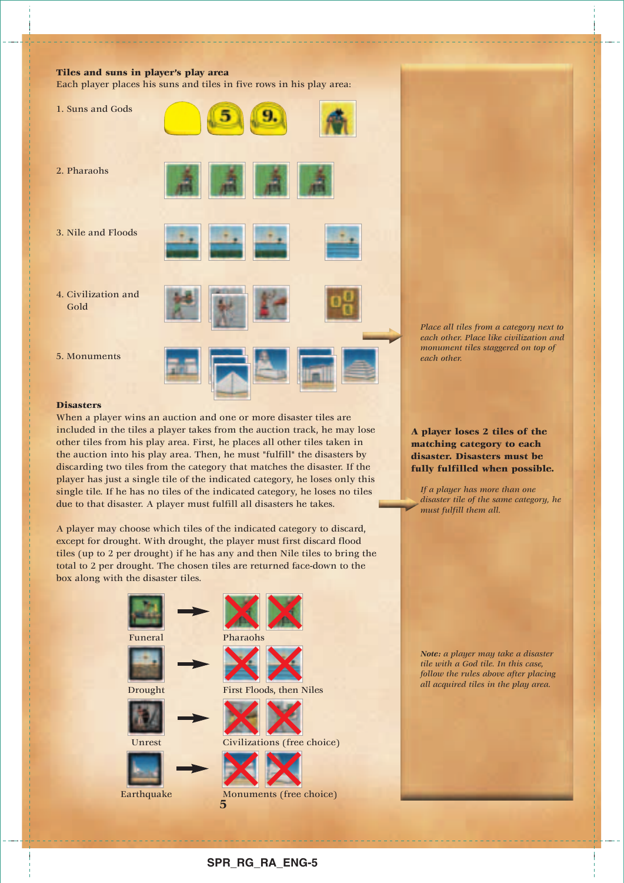**Tiles and suns in player's play area**

Each player places his suns and tiles in five rows in his play area:

1. Suns and Gods
2. Pharaohs
3. Nile and Floods
4. Civilization and Gold
5. Monuments

*Place all tiles from a category next to each other. Place like civilization and monument tiles staggered on top of each other.*

**Disasters**

When a player wins an auction and one or more disaster tiles are included in the tiles a player takes from the auction track, he may lose other tiles from his play area. First, he places all other tiles taken in the auction into his play area. Then, he must "fulfill" the disasters by discarding two tiles from the category that matches the disaster. If the player has just a single tile of the indicated category, he loses only this single tile. If he has no tiles of the indicated category, he loses no tiles due to that disaster. A player must fulfill all disasters he takes.

**A player loses 2 tiles of the matching category to each disaster. Disasters must be fully fulfilled when possible.**

*If a player has more than one disaster tile of the same category, he must fulfill them all.*

A player may choose which tiles of the indicated category to discard, except for drought. With drought, the player must first discard flood tiles (up to 2 per drought) if he has any and then Nile tiles to bring the total to 2 per drought. The chosen tiles are returned face-down to the box along with the disaster tiles.

Funeral → Pharaohs

Drought → First Floods, then Niles

Unrest → Civilizations (free choice)

Earthquake → Monuments (free choice)

*Note: a player may take a disaster tile with a God tile. In this case, follow the rules above after placing all acquired tiles in the play area.*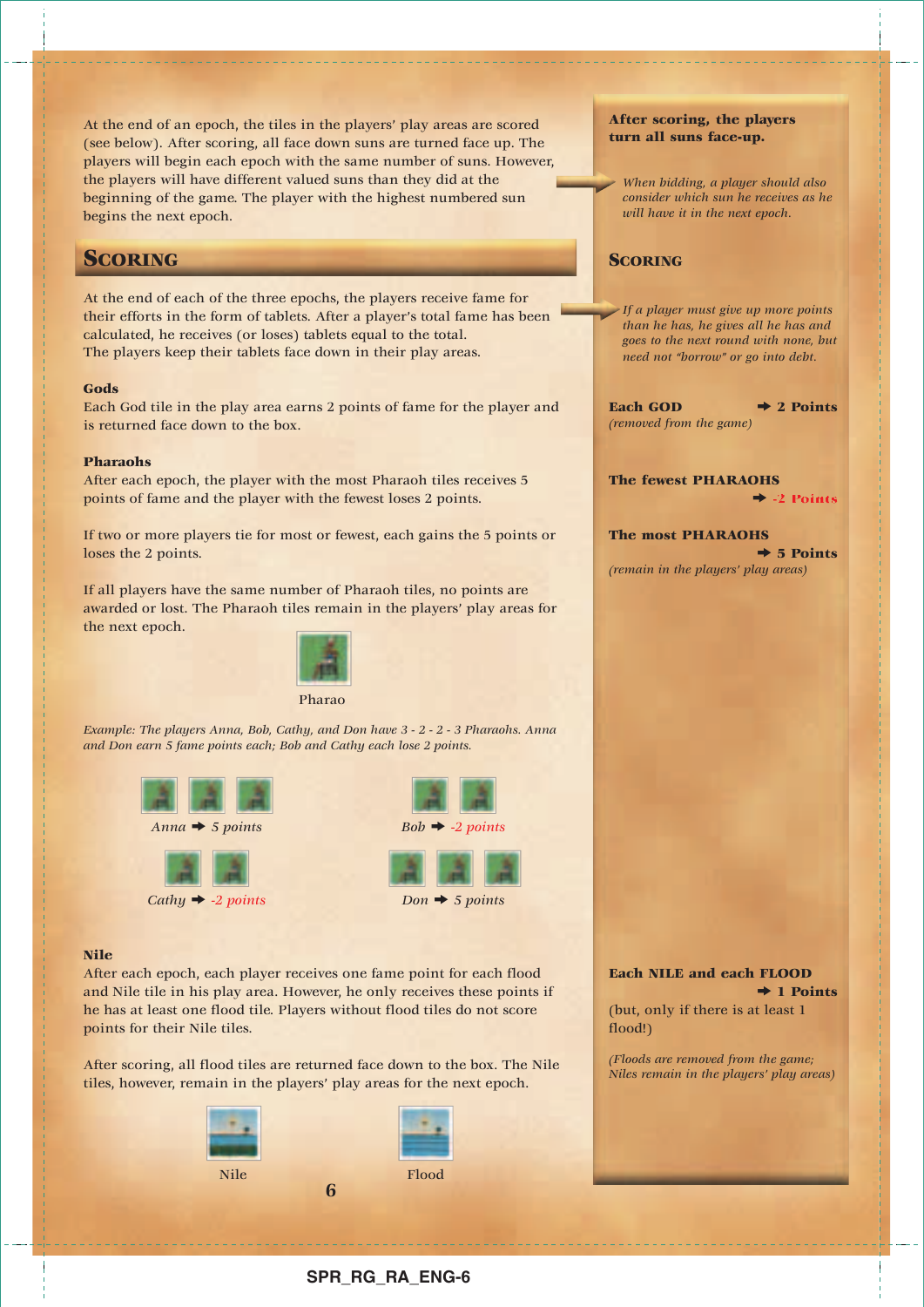At the end of an epoch, the tiles in the players' play areas are scored (see below). After scoring, all face down suns are turned face up. The players will begin each epoch with the same number of suns. However, the players will have different valued suns than they did at the beginning of the game. The player with the highest numbered sun begins the next epoch.

**After scoring, the players turn all suns face-up.**

*When bidding, a player should also consider which sun he receives as he will have it in the next epoch.*

## Scoring

At the end of each of the three epochs, the players receive fame for their efforts in the form of tablets. After a player's total fame has been calculated, he receives (or loses) tablets equal to the total. The players keep their tablets face down in their play areas.

*If a player must give up more points than he has, he gives all he has and goes to the next round with none, but need not "borrow" or go into debt.*

### Gods

Each God tile in the play area earns 2 points of fame for the player and is returned face down to the box.

**Each GOD ➔ 2 Points**
*(removed from the game)*

### Pharaohs

After each epoch, the player with the most Pharaoh tiles receives 5 points of fame and the player with the fewest loses 2 points.

If two or more players tie for most or fewest, each gains the 5 points or loses the 2 points.

If all players have the same number of Pharaoh tiles, no points are awarded or lost. The Pharaoh tiles remain in the players' play areas for the next epoch.

Pharao

*Example: The players Anna, Bob, Cathy, and Don have 3 - 2 - 2 - 3 Pharaohs. Anna and Don earn 5 fame points each; Bob and Cathy each lose 2 points.*

*Anna ➔ 5 points* | *Bob ➔ -2 points*

*Cathy ➔ -2 points* | *Don ➔ 5 points*

**The fewest PHARAOHS ➔ -2 Points**

**The most PHARAOHS ➔ 5 Points**
*(remain in the players' play areas)*

### Nile

After each epoch, each player receives one fame point for each flood and Nile tile in his play area. However, he only receives these points if he has at least one flood tile. Players without flood tiles do not score points for their Nile tiles.

After scoring, all flood tiles are returned face down to the box. The Nile tiles, however, remain in the players' play areas for the next epoch.

Nile | Flood

**Each NILE and each FLOOD ➔ 1 Points**
(but, only if there is at least 1 flood!)

*(Floods are removed from the game; Niles remain in the players' play areas)*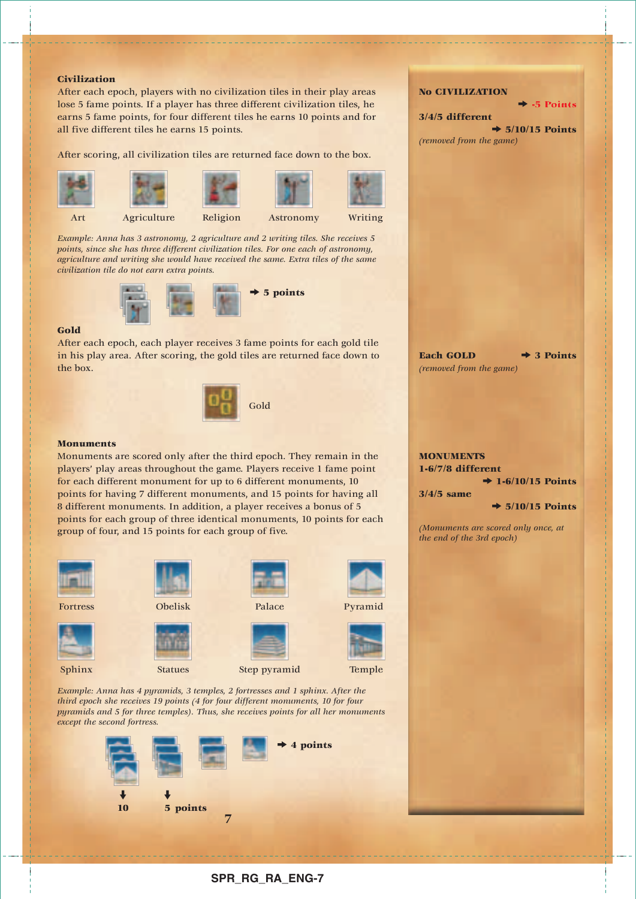### Civilization

After each epoch, players with no civilization tiles in their play areas lose 5 fame points. If a player has three different civilization tiles, he earns 5 fame points, for four different tiles he earns 10 points and for all five different tiles he earns 15 points.

After scoring, all civilization tiles are returned face down to the box.

Art | Agriculture | Religion | Astronomy | Writing

*Example: Anna has 3 astronomy, 2 agriculture and 2 writing tiles. She receives 5 points, since she has three different civilization tiles. For one each of astronomy, agriculture and writing she would have received the same. Extra tiles of the same civilization tile do not earn extra points.*

➜ **5 points**

**No CIVILIZATION** ➜ **-5 Points**

**3/4/5 different** ➜ **5/10/15 Points**

*(removed from the game)*

### Gold

After each epoch, each player receives 3 fame points for each gold tile in his play area. After scoring, the gold tiles are returned face down to the box.

Gold

**Each GOLD** ➜ **3 Points**

*(removed from the game)*

### Monuments

Monuments are scored only after the third epoch. They remain in the players' play areas throughout the game. Players receive 1 fame point for each different monument for up to 6 different monuments, 10 points for having 7 different monuments, and 15 points for having all 8 different monuments. In addition, a player receives a bonus of 5 points for each group of three identical monuments, 10 points for each group of four, and 15 points for each group of five.

Fortress | Obelisk | Palace | Pyramid

Sphinx | Statues | Step pyramid | Temple

*Example: Anna has 4 pyramids, 3 temples, 2 fortresses and 1 sphinx. After the third epoch she receives 19 points (4 for four different monuments, 10 for four pyramids and 5 for three temples). Thus, she receives points for all her monuments except the second fortress.*

➜ **4 points**

**10** | **5 points**

**MONUMENTS**

**1-6/7/8 different** ➜ **1-6/10/15 Points**

**3/4/5 same** ➜ **5/10/15 Points**

*(Monuments are scored only once, at the end of the 3rd epoch)*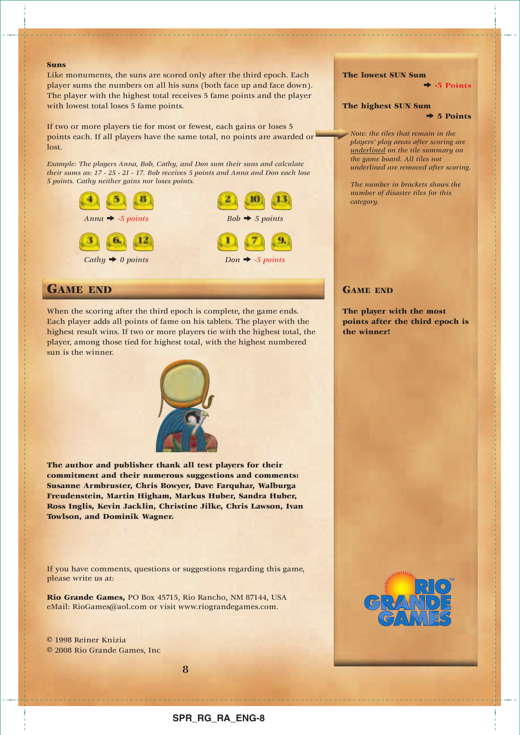### Suns

Like monuments, the suns are scored only after the third epoch. Each player sums the numbers on all his suns (both face up and face down). The player with the highest total receives 5 fame points and the player with lowest total loses 5 fame points.

If two or more players tie for most or fewest, each gains or loses 5 points each. If all players have the same total, no points are awarded or lost.

*Example: The players Anna, Bob, Cathy, and Don sum their suns and calculate their sums as: 17 - 25 - 21 - 17. Bob receives 5 points and Anna and Don each lose 5 points. Cathy neither gains nor loses points.*

4 5 8
*Anna ➜ -5 points*

2 10 13
*Bob ➜ 5 points*

3 6 12
*Cathy ➜ 0 points*

1 7 9
*Don ➜ -5 points*

**The lowest SUN Sum**
➜ -5 Points

**The highest SUN Sum**
➜ 5 Points

*Note: the tiles that remain in the players' play areas after scoring are underlined on the tile summary on the game board. All tiles not underlined are removed after scoring.*

*The number in brackets shows the number of disaster tiles for this category.*

## Game End

When the scoring after the third epoch is complete, the game ends. Each player adds all points of fame on his tablets. The player with the highest result wins. If two or more players tie with the highest total, the player, among those tied for highest total, with the highest numbered sun is the winner.

**The player with the most points after the third epoch is the winner!**

**The author and publisher thank all test players for their commitment and their numerous suggestions and comments: Susanne Armbruster, Chris Bowyer, Dave Farquhar, Walburga Freudenstein, Martin Higham, Markus Huber, Sandra Huber, Ross Inglis, Kevin Jacklin, Christine Jilke, Chris Lawson, Ivan Towlson, and Dominik Wagner.**

If you have comments, questions or suggestions regarding this game, please write us at:

**Rio Grande Games,** PO Box 45715, Rio Rancho, NM 87144, USA
eMail: RioGames@aol.com or visit www.riograndegames.com.

© 1998 Reiner Knizia
© 2008 Rio Grande Games, Inc